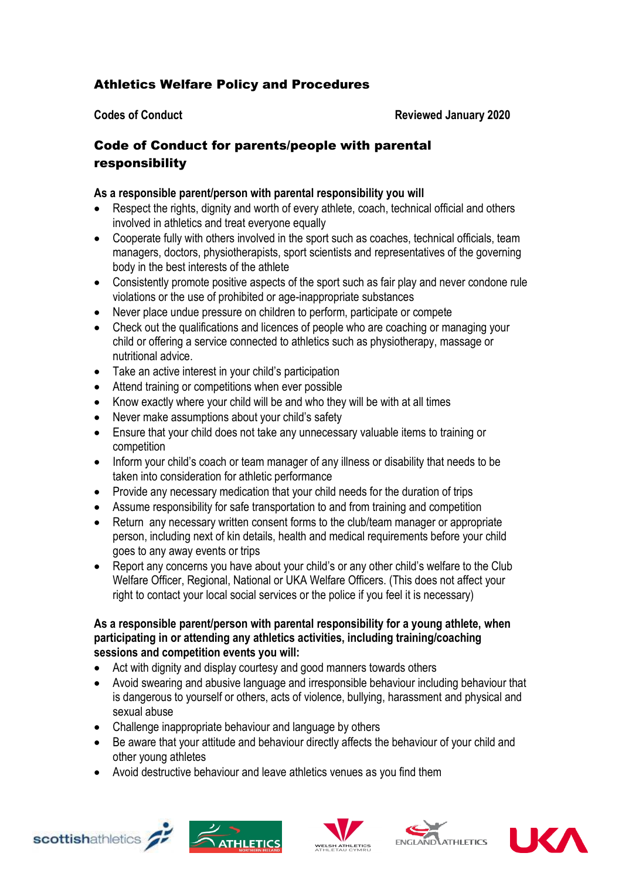## Athletics Welfare Policy and Procedures

**Codes of Conduct** **Reviewed January 2020**

### Code of Conduct for parents/people with parental responsibility

**As a responsible parent/person with parental responsibility you will**

- Respect the rights, dignity and worth of every athlete, coach, technical official and others involved in athletics and treat everyone equally
- Cooperate fully with others involved in the sport such as coaches, technical officials, team managers, doctors, physiotherapists, sport scientists and representatives of the governing body in the best interests of the athlete
- Consistently promote positive aspects of the sport such as fair play and never condone rule violations or the use of prohibited or age-inappropriate substances
- Never place undue pressure on children to perform, participate or compete
- Check out the qualifications and licences of people who are coaching or managing your child or offering a service connected to athletics such as physiotherapy, massage or nutritional advice.
- Take an active interest in your child's participation
- Attend training or competitions when ever possible
- Know exactly where your child will be and who they will be with at all times
- Never make assumptions about your child's safety
- Ensure that your child does not take any unnecessary valuable items to training or competition
- Inform your child's coach or team manager of any illness or disability that needs to be taken into consideration for athletic performance
- Provide any necessary medication that your child needs for the duration of trips
- Assume responsibility for safe transportation to and from training and competition
- Return any necessary written consent forms to the club/team manager or appropriate person, including next of kin details, health and medical requirements before your child goes to any away events or trips
- Report any concerns you have about your child's or any other child's welfare to the Club Welfare Officer, Regional, National or UKA Welfare Officers. (This does not affect your right to contact your local social services or the police if you feel it is necessary)

**As a responsible parent/person with parental responsibility for a young athlete, when participating in or attending any athletics activities, including training/coaching sessions and competition events you will:**

- Act with dignity and display courtesy and good manners towards others
- Avoid swearing and abusive language and irresponsible behaviour including behaviour that is dangerous to yourself or others, acts of violence, bullying, harassment and physical and sexual abuse
- Challenge inappropriate behaviour and language by others
- Be aware that your attitude and behaviour directly affects the behaviour of your child and other young athletes
- Avoid destructive behaviour and leave athletics venues as you find them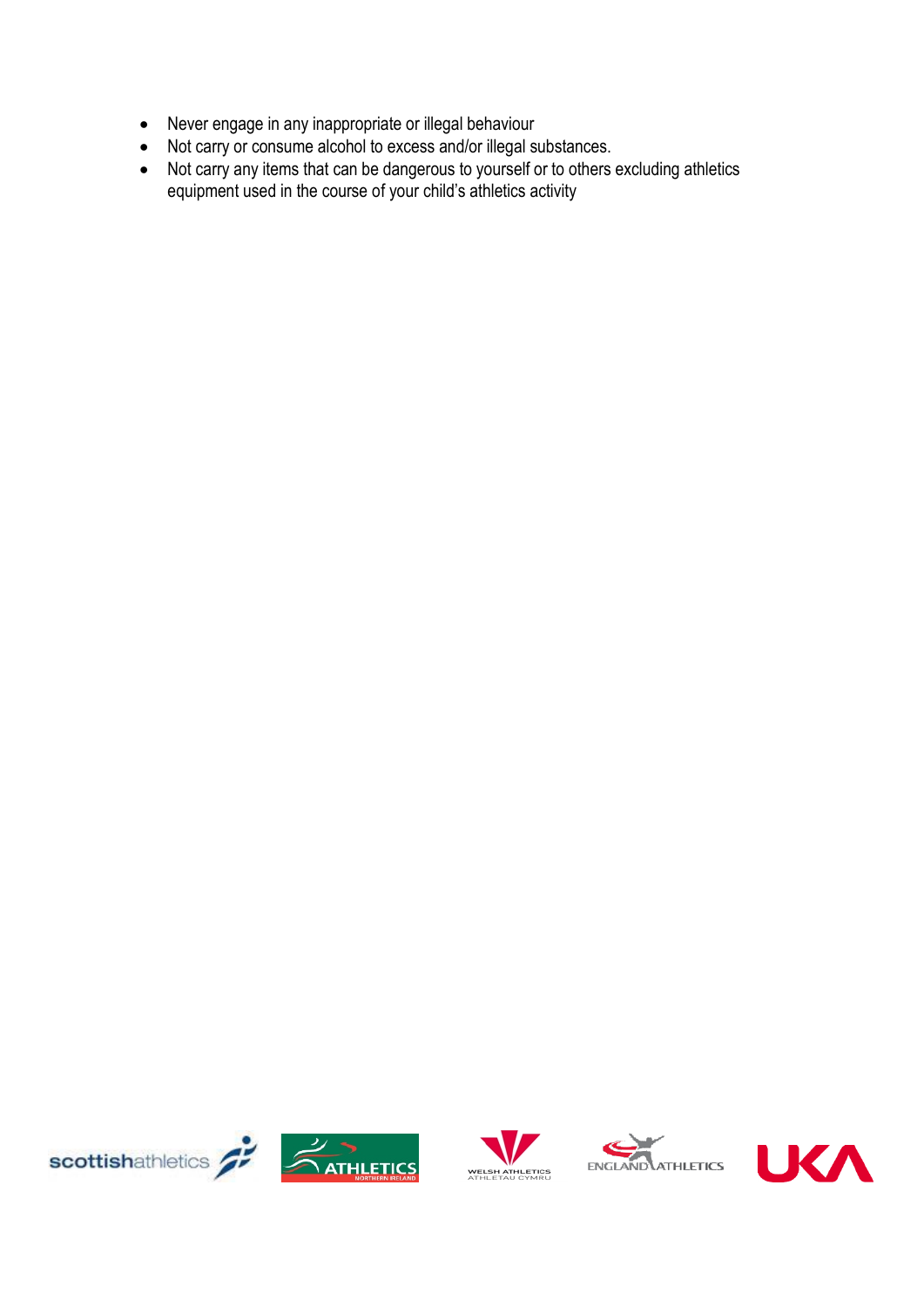- Never engage in any inappropriate or illegal behaviour
- Not carry or consume alcohol to excess and/or illegal substances.
- Not carry any items that can be dangerous to yourself or to others excluding athletics equipment used in the course of your child's athletics activity